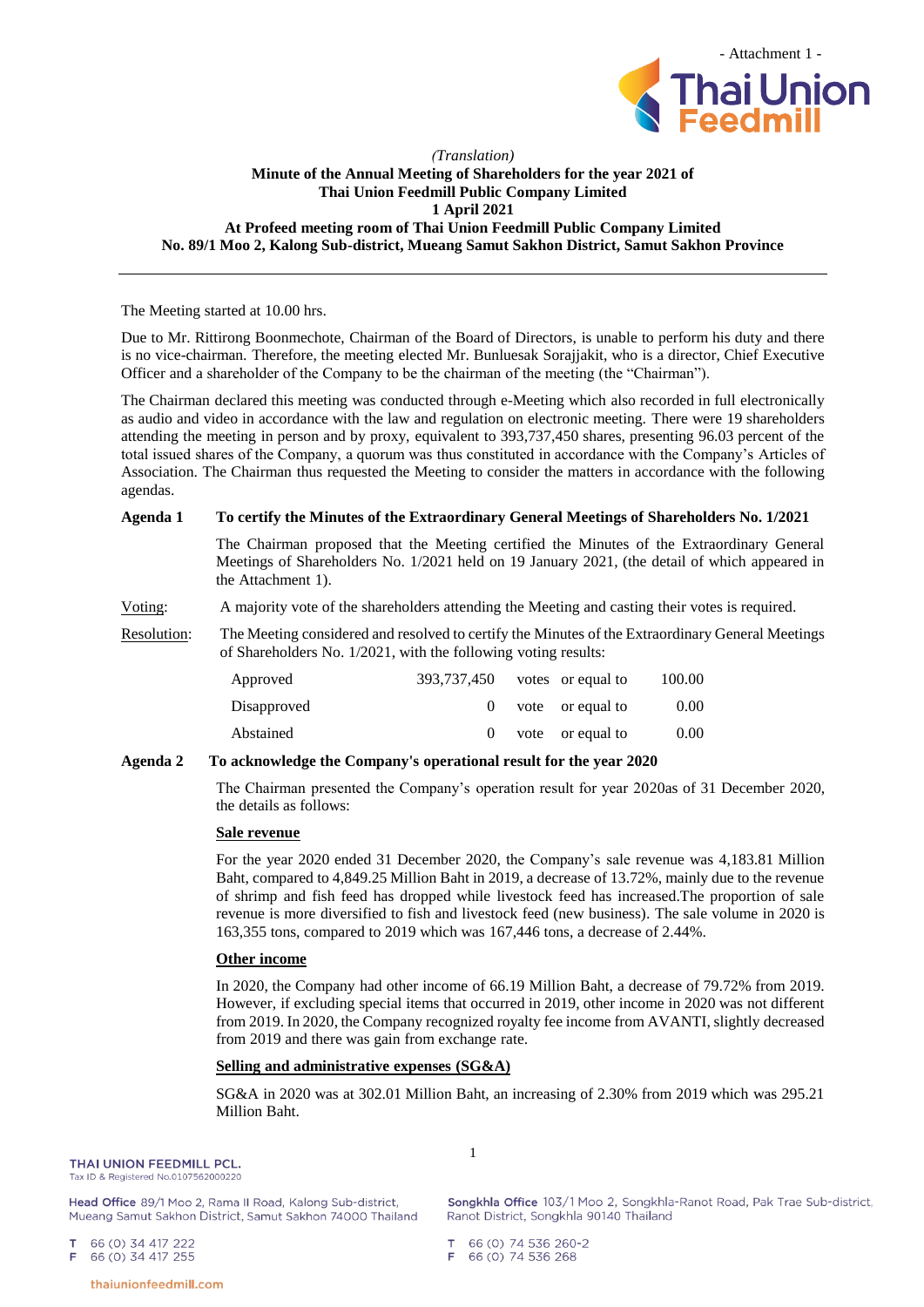- Attachment 1 -

*(Translation)*

**Minute of the Annual Meeting of Shareholders for the year 2021 of**
**Thai Union Feedmill Public Company Limited**
**1 April 2021**
**At Profeed meeting room of Thai Union Feedmill Public Company Limited**
**No. 89/1 Moo 2, Kalong Sub-district, Mueang Samut Sakhon District, Samut Sakhon Province**

---

The Meeting started at 10.00 hrs.

Due to Mr. Rittirong Boonmechote, Chairman of the Board of Directors, is unable to perform his duty and there is no vice-chairman. Therefore, the meeting elected Mr. Bunluesak Sorajjakit, who is a director, Chief Executive Officer and a shareholder of the Company to be the chairman of the meeting (the "Chairman").

The Chairman declared this meeting was conducted through e-Meeting which also recorded in full electronically as audio and video in accordance with the law and regulation on electronic meeting. There were 19 shareholders attending the meeting in person and by proxy, equivalent to 393,737,450 shares, presenting 96.03 percent of the total issued shares of the Company, a quorum was thus constituted in accordance with the Company's Articles of Association. The Chairman thus requested the Meeting to consider the matters in accordance with the following agendas.

**Agenda 1 To certify the Minutes of the Extraordinary General Meetings of Shareholders No. 1/2021**

The Chairman proposed that the Meeting certified the Minutes of the Extraordinary General Meetings of Shareholders No. 1/2021 held on 19 January 2021, (the detail of which appeared in the Attachment 1).

Voting: A majority vote of the shareholders attending the Meeting and casting their votes is required.

Resolution: The Meeting considered and resolved to certify the Minutes of the Extraordinary General Meetings of Shareholders No. 1/2021, with the following voting results:

| | | | | |
|---|---|---|---|---|
| Approved | 393,737,450 | votes | or equal to | 100.00 |
| Disapproved | 0 | vote | or equal to | 0.00 |
| Abstained | 0 | vote | or equal to | 0.00 |

**Agenda 2 To acknowledge the Company's operational result for the year 2020**

The Chairman presented the Company's operation result for year 2020as of 31 December 2020, the details as follows:

**Sale revenue**

For the year 2020 ended 31 December 2020, the Company's sale revenue was 4,183.81 Million Baht, compared to 4,849.25 Million Baht in 2019, a decrease of 13.72%, mainly due to the revenue of shrimp and fish feed has dropped while livestock feed has increased.The proportion of sale revenue is more diversified to fish and livestock feed (new business). The sale volume in 2020 is 163,355 tons, compared to 2019 which was 167,446 tons, a decrease of 2.44%.

**Other income**

In 2020, the Company had other income of 66.19 Million Baht, a decrease of 79.72% from 2019. However, if excluding special items that occurred in 2019, other income in 2020 was not different from 2019. In 2020, the Company recognized royalty fee income from AVANTI, slightly decreased from 2019 and there was gain from exchange rate.

**Selling and administrative expenses (SG&A)**

SG&A in 2020 was at 302.01 Million Baht, an increasing of 2.30% from 2019 which was 295.21 Million Baht.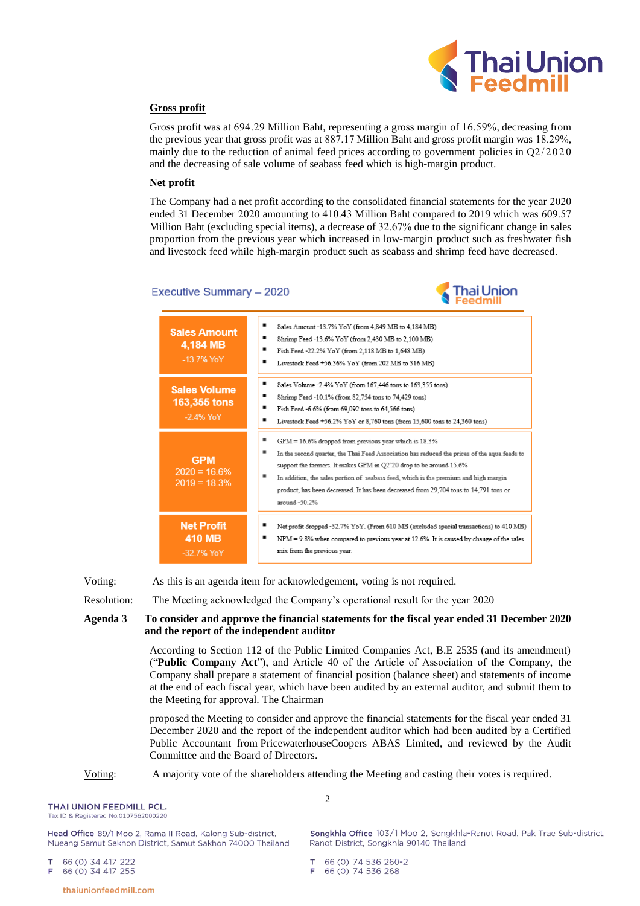**Gross profit**

Gross profit was at 694.29 Million Baht, representing a gross margin of 16.59%, decreasing from the previous year that gross profit was at 887.17 Million Baht and gross profit margin was 18.29%, mainly due to the reduction of animal feed prices according to government policies in Q2/2020 and the decreasing of sale volume of seabass feed which is high-margin product.

**Net profit**

The Company had a net profit according to the consolidated financial statements for the year 2020 ended 31 December 2020 amounting to 410.43 Million Baht compared to 2019 which was 609.57 Million Baht (excluding special items), a decrease of 32.67% due to the significant change in sales proportion from the previous year which increased in low-margin product such as freshwater fish and livestock feed while high-margin product such as seabass and shrimp feed have decreased.

**Executive Summary – 2020**

| | |
|---|---|
| **Sales Amount 4,184 MB** -13.7% YoY | ▪ Sales Amount -13.7% YoY (from 4,849 MB to 4,184 MB)<br>▪ Shrimp Feed -13.6% YoY (from 2,430 MB to 2,100 MB)<br>▪ Fish Feed -22.2% YoY (from 2,118 MB to 1,648 MB)<br>▪ Livestock Feed +56.36% YoY (from 202 MB to 316 MB) |
| **Sales Volume 163,355 tons** -2.4% YoY | ▪ Sales Volume -2.4% YoY (from 167,446 tons to 163,355 tons)<br>▪ Shrimp Feed -10.1% (from 82,754 tons to 74,429 tons)<br>▪ Fish Feed -6.6% (from 69,092 tons to 64,566 tons)<br>▪ Livestock Feed +56.2% YoY or 8,760 tons (from 15,600 tons to 24,360 tons) |
| **GPM** 2020 = 16.6% 2019 = 18.3% | ▪ GPM = 16.6% dropped from previous year which is 18.3%<br>▪ In the second quarter, the Thai Feed Association has reduced the prices of the aqua feeds to support the farmers. It makes GPM in Q2'20 drop to be around 15.6%<br>▪ In addition, the sales portion of seabass feed, which is the premium and high margin product, has been decreased. It has been decreased from 29,704 tons to 14,791 tons or around -50.2% |
| **Net Profit 410 MB** -32.7% YoY | ▪ Net profit dropped -32.7% YoY. (From 610 MB (excluded special transactions) to 410 MB)<br>▪ NPM = 9.8% when compared to previous year at 12.6%. It is caused by change of the sales mix from the previous year. |

Voting: As this is an agenda item for acknowledgement, voting is not required.

Resolution: The Meeting acknowledged the Company's operational result for the year 2020

**Agenda 3 To consider and approve the financial statements for the fiscal year ended 31 December 2020 and the report of the independent auditor**

According to Section 112 of the Public Limited Companies Act, B.E 2535 (and its amendment) ("**Public Company Act**"), and Article 40 of the Article of Association of the Company, the Company shall prepare a statement of financial position (balance sheet) and statements of income at the end of each fiscal year, which have been audited by an external auditor, and submit them to the Meeting for approval. The Chairman

proposed the Meeting to consider and approve the financial statements for the fiscal year ended 31 December 2020 and the report of the independent auditor which had been audited by a Certified Public Accountant from PricewaterhouseCoopers ABAS Limited, and reviewed by the Audit Committee and the Board of Directors.

Voting: A majority vote of the shareholders attending the Meeting and casting their votes is required.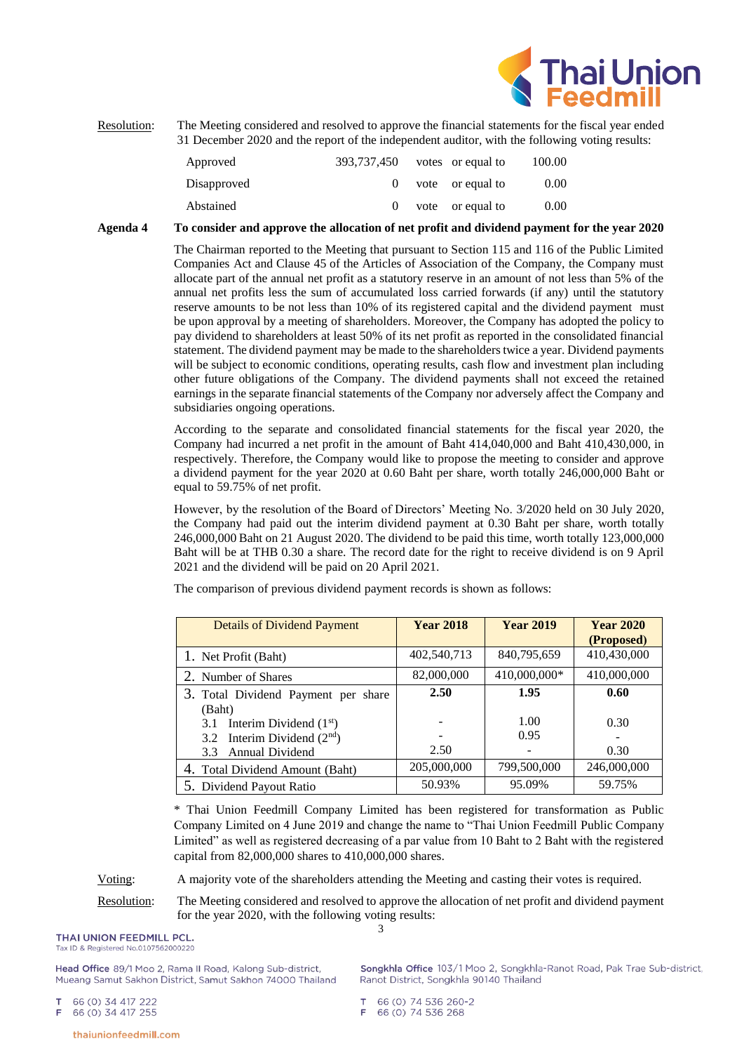Resolution: The Meeting considered and resolved to approve the financial statements for the fiscal year ended 31 December 2020 and the report of the independent auditor, with the following voting results:

| | | | | |
|---|---|---|---|---|
| Approved | 393,737,450 | votes | or equal to | 100.00 |
| Disapproved | 0 | vote | or equal to | 0.00 |
| Abstained | 0 | vote | or equal to | 0.00 |

**Agenda 4 To consider and approve the allocation of net profit and dividend payment for the year 2020**

The Chairman reported to the Meeting that pursuant to Section 115 and 116 of the Public Limited Companies Act and Clause 45 of the Articles of Association of the Company, the Company must allocate part of the annual net profit as a statutory reserve in an amount of not less than 5% of the annual net profits less the sum of accumulated loss carried forwards (if any) until the statutory reserve amounts to be not less than 10% of its registered capital and the dividend payment must be upon approval by a meeting of shareholders. Moreover, the Company has adopted the policy to pay dividend to shareholders at least 50% of its net profit as reported in the consolidated financial statement. The dividend payment may be made to the shareholders twice a year. Dividend payments will be subject to economic conditions, operating results, cash flow and investment plan including other future obligations of the Company. The dividend payments shall not exceed the retained earnings in the separate financial statements of the Company nor adversely affect the Company and subsidiaries ongoing operations.

According to the separate and consolidated financial statements for the fiscal year 2020, the Company had incurred a net profit in the amount of Baht 414,040,000 and Baht 410,430,000, in respectively. Therefore, the Company would like to propose the meeting to consider and approve a dividend payment for the year 2020 at 0.60 Baht per share, worth totally 246,000,000 Baht or equal to 59.75% of net profit.

However, by the resolution of the Board of Directors' Meeting No. 3/2020 held on 30 July 2020, the Company had paid out the interim dividend payment at 0.30 Baht per share, worth totally 246,000,000 Baht on 21 August 2020. The dividend to be paid this time, worth totally 123,000,000 Baht will be at THB 0.30 a share. The record date for the right to receive dividend is on 9 April 2021 and the dividend will be paid on 20 April 2021.

The comparison of previous dividend payment records is shown as follows:

| Details of Dividend Payment | Year 2018 | Year 2019 | Year 2020 (Proposed) |
|---|---|---|---|
| 1. Net Profit (Baht) | 402,540,713 | 840,795,659 | 410,430,000 |
| 2. Number of Shares | 82,000,000 | 410,000,000* | 410,000,000 |
| 3. Total Dividend Payment per share (Baht) | **2.50** | **1.95** | **0.60** |
| 3.1 Interim Dividend (1st) | - | 1.00 | 0.30 |
| 3.2 Interim Dividend (2nd) | - | 0.95 | - |
| 3.3 Annual Dividend | 2.50 | - | 0.30 |
| 4. Total Dividend Amount (Baht) | 205,000,000 | 799,500,000 | 246,000,000 |
| 5. Dividend Payout Ratio | 50.93% | 95.09% | 59.75% |

\* Thai Union Feedmill Company Limited has been registered for transformation as Public Company Limited on 4 June 2019 and change the name to "Thai Union Feedmill Public Company Limited" as well as registered decreasing of a par value from 10 Baht to 2 Baht with the registered capital from 82,000,000 shares to 410,000,000 shares.

Voting: A majority vote of the shareholders attending the Meeting and casting their votes is required.

Resolution: The Meeting considered and resolved to approve the allocation of net profit and dividend payment for the year 2020, with the following voting results: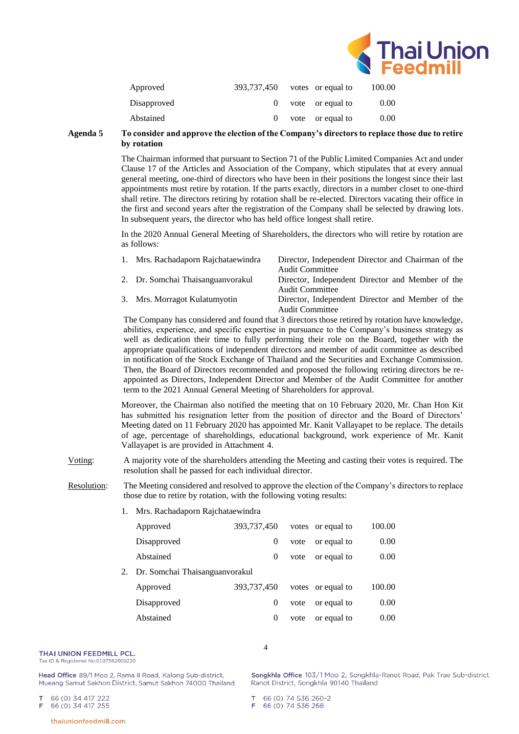| | | | | |
|---|---|---|---|---|
| Approved | 393,737,450 | votes | or equal to | 100.00 |
| Disapproved | 0 | vote | or equal to | 0.00 |
| Abstained | 0 | vote | or equal to | 0.00 |

**Agenda 5 To consider and approve the election of the Company's directors to replace those due to retire by rotation**

The Chairman informed that pursuant to Section 71 of the Public Limited Companies Act and under Clause 17 of the Articles and Association of the Company, which stipulates that at every annual general meeting, one-third of directors who have been in their positions the longest since their last appointments must retire by rotation. If the parts exactly, directors in a number closet to one-third shall retire. The directors retiring by rotation shall be re-elected. Directors vacating their office in the first and second years after the registration of the Company shall be selected by drawing lots. In subsequent years, the director who has held office longest shall retire.

In the 2020 Annual General Meeting of Shareholders, the directors who will retire by rotation are as follows:

1. Mrs. Rachadaporn Rajchataewindra — Director, Independent Director and Chairman of the Audit Committee
2. Dr. Somchai Thaisanguanvorakul — Director, Independent Director and Member of the Audit Committee
3. Mrs. Morragot Kulatumyotin — Director, Independent Director and Member of the Audit Committee

The Company has considered and found that 3 directors those retired by rotation have knowledge, abilities, experience, and specific expertise in pursuance to the Company's business strategy as well as dedication their time to fully performing their role on the Board, together with the appropriate qualifications of independent directors and member of audit committee as described in notification of the Stock Exchange of Thailand and the Securities and Exchange Commission. Then, the Board of Directors recommended and proposed the following retiring directors be re-appointed as Directors, Independent Director and Member of the Audit Committee for another term to the 2021 Annual General Meeting of Shareholders for approval.

Moreover, the Chairman also notified the meeting that on 10 February 2020, Mr. Chan Hon Kit has submitted his resignation letter from the position of director and the Board of Directors' Meeting dated on 11 February 2020 has appointed Mr. Kanit Vallayapet to be replace. The details of age, percentage of shareholdings, educational background, work experience of Mr. Kanit Vallayapet is are provided in Attachment 4.

Voting: A majority vote of the shareholders attending the Meeting and casting their votes is required. The resolution shall be passed for each individual director.

Resolution: The Meeting considered and resolved to approve the election of the Company's directors to replace those due to retire by rotation, with the following voting results:

1. Mrs. Rachadaporn Rajchataewindra

| | | | | |
|---|---|---|---|---|
| Approved | 393,737,450 | votes | or equal to | 100.00 |
| Disapproved | 0 | vote | or equal to | 0.00 |
| Abstained | 0 | vote | or equal to | 0.00 |

2. Dr. Somchai Thaisanguanvorakul

| | | | | |
|---|---|---|---|---|
| Approved | 393,737,450 | votes | or equal to | 100.00 |
| Disapproved | 0 | vote | or equal to | 0.00 |
| Abstained | 0 | vote | or equal to | 0.00 |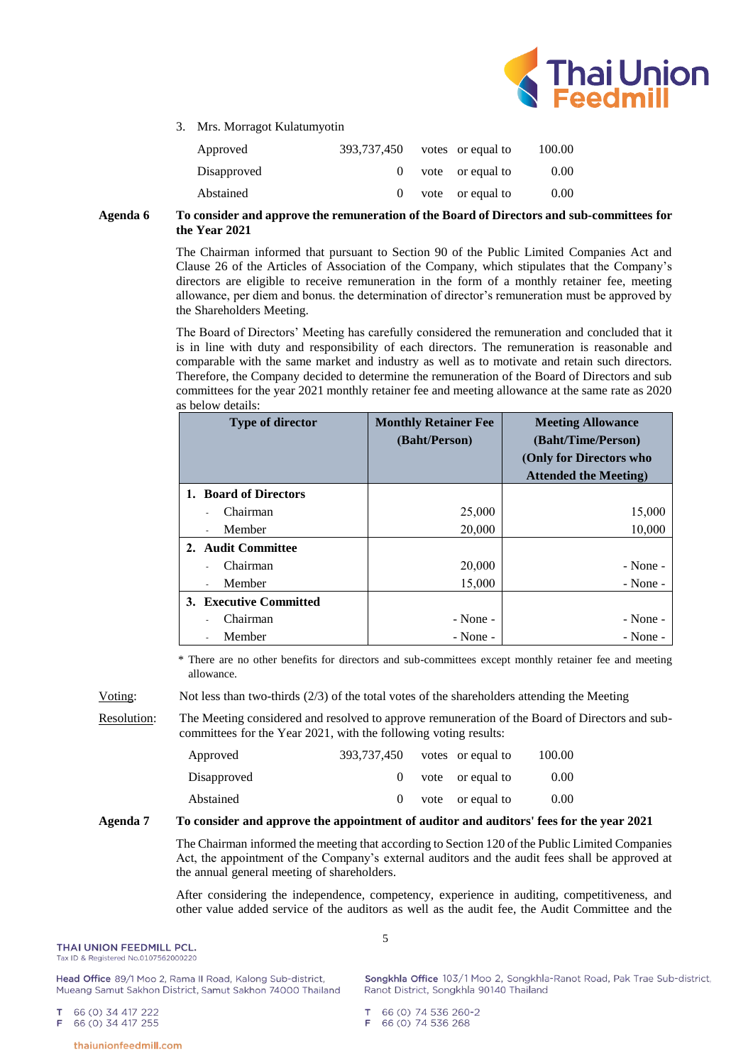3. Mrs. Morragot Kulatumyotin

| | | | | |
|---|---|---|---|---|
| Approved | 393,737,450 | votes | or equal to | 100.00 |
| Disapproved | 0 | vote | or equal to | 0.00 |
| Abstained | 0 | vote | or equal to | 0.00 |

**Agenda 6 To consider and approve the remuneration of the Board of Directors and sub-committees for the Year 2021**

The Chairman informed that pursuant to Section 90 of the Public Limited Companies Act and Clause 26 of the Articles of Association of the Company, which stipulates that the Company's directors are eligible to receive remuneration in the form of a monthly retainer fee, meeting allowance, per diem and bonus. the determination of director's remuneration must be approved by the Shareholders Meeting.

The Board of Directors' Meeting has carefully considered the remuneration and concluded that it is in line with duty and responsibility of each directors. The remuneration is reasonable and comparable with the same market and industry as well as to motivate and retain such directors. Therefore, the Company decided to determine the remuneration of the Board of Directors and sub committees for the year 2021 monthly retainer fee and meeting allowance at the same rate as 2020 as below details:

| Type of director | Monthly Retainer Fee (Baht/Person) | Meeting Allowance (Baht/Time/Person) (Only for Directors who Attended the Meeting) |
|---|---|---|
| **1. Board of Directors** | | |
| - Chairman | 25,000 | 15,000 |
| - Member | 20,000 | 10,000 |
| **2. Audit Committee** | | |
| - Chairman | 20,000 | - None - |
| - Member | 15,000 | - None - |
| **3. Executive Committed** | | |
| - Chairman | - None - | - None - |
| - Member | - None - | - None - |

\* There are no other benefits for directors and sub-committees except monthly retainer fee and meeting allowance.

Voting: Not less than two-thirds (2/3) of the total votes of the shareholders attending the Meeting

Resolution: The Meeting considered and resolved to approve remuneration of the Board of Directors and sub-committees for the Year 2021, with the following voting results:

| | | | | |
|---|---|---|---|---|
| Approved | 393,737,450 | votes | or equal to | 100.00 |
| Disapproved | 0 | vote | or equal to | 0.00 |
| Abstained | 0 | vote | or equal to | 0.00 |

**Agenda 7 To consider and approve the appointment of auditor and auditors' fees for the year 2021**

The Chairman informed the meeting that according to Section 120 of the Public Limited Companies Act, the appointment of the Company's external auditors and the audit fees shall be approved at the annual general meeting of shareholders.

After considering the independence, competency, experience in auditing, competitiveness, and other value added service of the auditors as well as the audit fee, the Audit Committee and the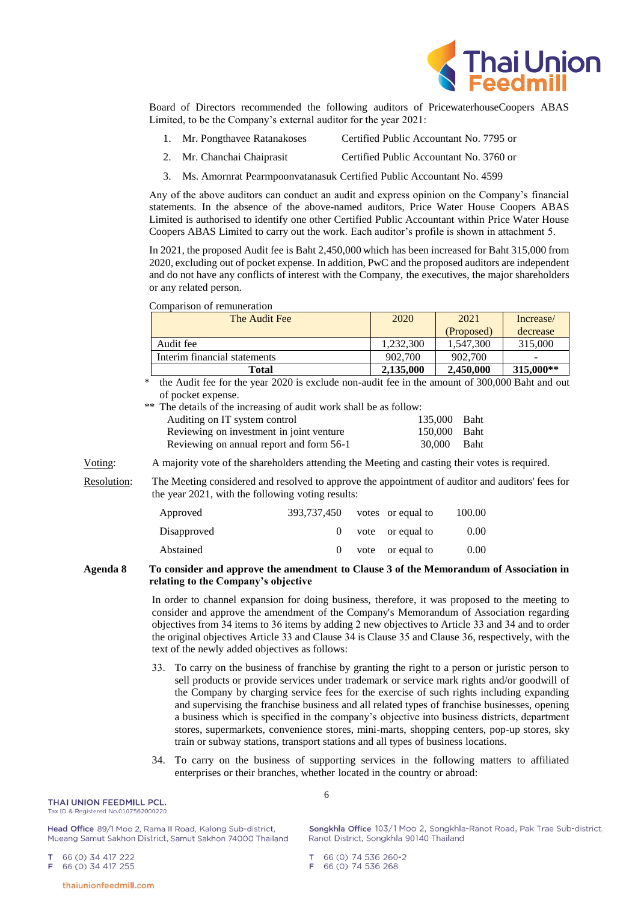Board of Directors recommended the following auditors of PricewaterhouseCoopers ABAS Limited, to be the Company's external auditor for the year 2021:

1. Mr. Pongthavee Ratanakoses Certified Public Accountant No. 7795 or
2. Mr. Chanchai Chaiprasit Certified Public Accountant No. 3760 or
3. Ms. Amornrat Pearmpoonvatanasuk Certified Public Accountant No. 4599

Any of the above auditors can conduct an audit and express opinion on the Company's financial statements. In the absence of the above-named auditors, Price Water House Coopers ABAS Limited is authorised to identify one other Certified Public Accountant within Price Water House Coopers ABAS Limited to carry out the work. Each auditor's profile is shown in attachment 5.

In 2021, the proposed Audit fee is Baht 2,450,000 which has been increased for Baht 315,000 from 2020, excluding out of pocket expense. In addition, PwC and the proposed auditors are independent and do not have any conflicts of interest with the Company, the executives, the major shareholders or any related person.

Comparison of remuneration

| The Audit Fee | 2020 | 2021 (Proposed) | Increase/ decrease |
|---|---|---|---|
| Audit fee | 1,232,300 | 1,547,300 | 315,000 |
| Interim financial statements | 902,700 | 902,700 | - |
| **Total** | **2,135,000** | **2,450,000** | **315,000**** |

\* the Audit fee for the year 2020 is exclude non-audit fee in the amount of 300,000 Baht and out of pocket expense.

** The details of the increasing of audit work shall be as follow:

| | | |
|---|---|---|
| Auditing on IT system control | 135,000 | Baht |
| Reviewing on investment in joint venture | 150,000 | Baht |
| Reviewing on annual report and form 56-1 | 30,000 | Baht |

Voting: A majority vote of the shareholders attending the Meeting and casting their votes is required.

Resolution: The Meeting considered and resolved to approve the appointment of auditor and auditors' fees for the year 2021, with the following voting results:

| | | | | |
|---|---|---|---|---|
| Approved | 393,737,450 | votes | or equal to | 100.00 |
| Disapproved | 0 | vote | or equal to | 0.00 |
| Abstained | 0 | vote | or equal to | 0.00 |

**Agenda 8 To consider and approve the amendment to Clause 3 of the Memorandum of Association in relating to the Company's objective**

In order to channel expansion for doing business, therefore, it was proposed to the meeting to consider and approve the amendment of the Company's Memorandum of Association regarding objectives from 34 items to 36 items by adding 2 new objectives to Article 33 and 34 and to order the original objectives Article 33 and Clause 34 is Clause 35 and Clause 36, respectively, with the text of the newly added objectives as follows:

33. To carry on the business of franchise by granting the right to a person or juristic person to sell products or provide services under trademark or service mark rights and/or goodwill of the Company by charging service fees for the exercise of such rights including expanding and supervising the franchise business and all related types of franchise businesses, opening a business which is specified in the company's objective into business districts, department stores, supermarkets, convenience stores, mini-marts, shopping centers, pop-up stores, sky train or subway stations, transport stations and all types of business locations.

34. To carry on the business of supporting services in the following matters to affiliated enterprises or their branches, whether located in the country or abroad: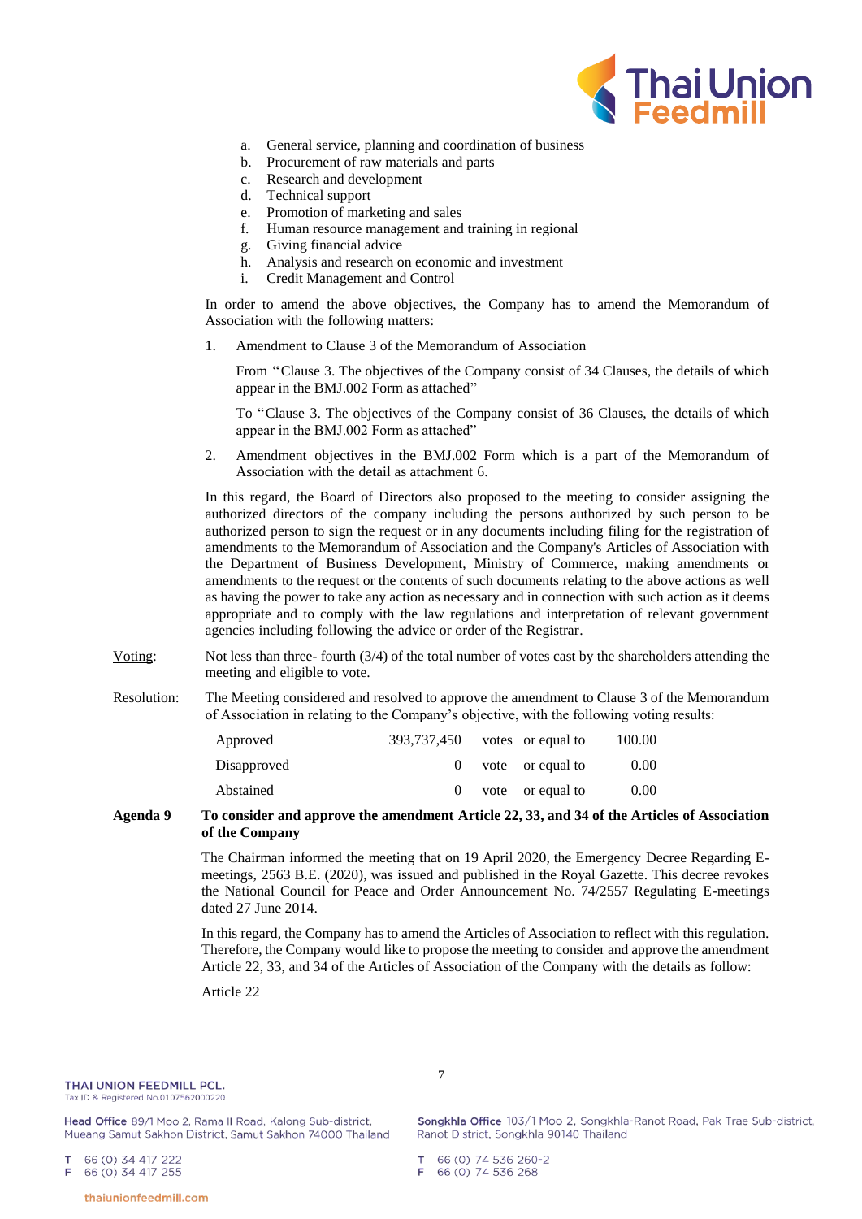a. General service, planning and coordination of business
b. Procurement of raw materials and parts
c. Research and development
d. Technical support
e. Promotion of marketing and sales
f. Human resource management and training in regional
g. Giving financial advice
h. Analysis and research on economic and investment
i. Credit Management and Control

In order to amend the above objectives, the Company has to amend the Memorandum of Association with the following matters:

1. Amendment to Clause 3 of the Memorandum of Association

   From "Clause 3. The objectives of the Company consist of 34 Clauses, the details of which appear in the BMJ.002 Form as attached"

   To "Clause 3. The objectives of the Company consist of 36 Clauses, the details of which appear in the BMJ.002 Form as attached"

2. Amendment objectives in the BMJ.002 Form which is a part of the Memorandum of Association with the detail as attachment 6.

In this regard, the Board of Directors also proposed to the meeting to consider assigning the authorized directors of the company including the persons authorized by such person to be authorized person to sign the request or in any documents including filing for the registration of amendments to the Memorandum of Association and the Company's Articles of Association with the Department of Business Development, Ministry of Commerce, making amendments or amendments to the request or the contents of such documents relating to the above actions as well as having the power to take any action as necessary and in connection with such action as it deems appropriate and to comply with the law regulations and interpretation of relevant government agencies including following the advice or order of the Registrar.

Voting: Not less than three- fourth (3/4) of the total number of votes cast by the shareholders attending the meeting and eligible to vote.

Resolution: The Meeting considered and resolved to approve the amendment to Clause 3 of the Memorandum of Association in relating to the Company's objective, with the following voting results:

| | | | | |
|---|---|---|---|---|
| Approved | 393,737,450 | votes | or equal to | 100.00 |
| Disapproved | 0 | vote | or equal to | 0.00 |
| Abstained | 0 | vote | or equal to | 0.00 |

**Agenda 9 To consider and approve the amendment Article 22, 33, and 34 of the Articles of Association of the Company**

The Chairman informed the meeting that on 19 April 2020, the Emergency Decree Regarding E-meetings, 2563 B.E. (2020), was issued and published in the Royal Gazette. This decree revokes the National Council for Peace and Order Announcement No. 74/2557 Regulating E-meetings dated 27 June 2014.

In this regard, the Company has to amend the Articles of Association to reflect with this regulation. Therefore, the Company would like to propose the meeting to consider and approve the amendment Article 22, 33, and 34 of the Articles of Association of the Company with the details as follow:

Article 22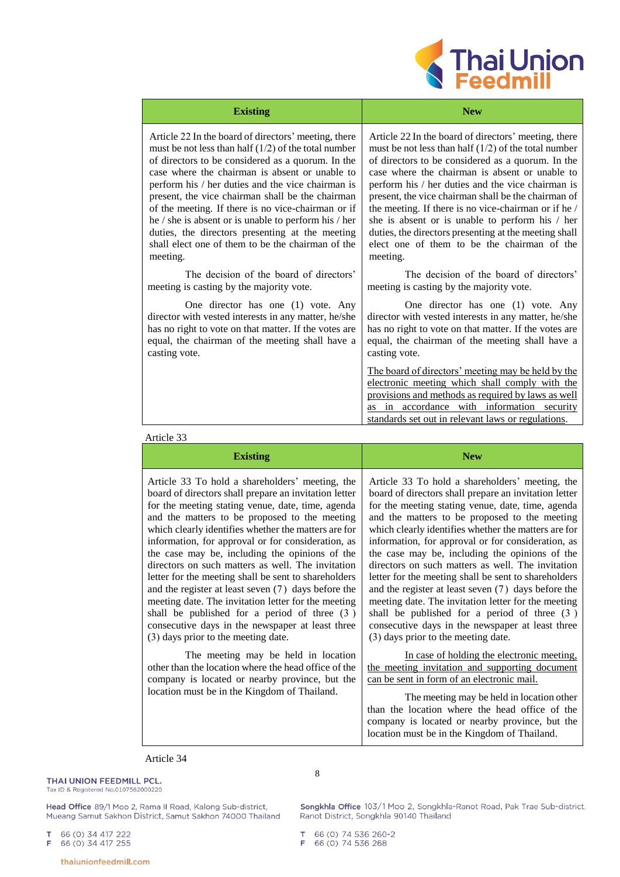| Existing | New |
|---|---|
| Article 22 In the board of directors' meeting, there must be not less than half (1/2) of the total number of directors to be considered as a quorum. In the case where the chairman is absent or unable to perform his / her duties and the vice chairman is present, the vice chairman shall be the chairman of the meeting. If there is no vice-chairman or if he / she is absent or is unable to perform his / her duties, the directors presenting at the meeting shall elect one of them to be the chairman of the meeting.<br><br>The decision of the board of directors' meeting is casting by the majority vote.<br><br>One director has one (1) vote. Any director with vested interests in any matter, he/she has no right to vote on that matter. If the votes are equal, the chairman of the meeting shall have a casting vote. | Article 22 In the board of directors' meeting, there must be not less than half (1/2) of the total number of directors to be considered as a quorum. In the case where the chairman is absent or unable to perform his / her duties and the vice chairman is present, the vice chairman shall be the chairman of the meeting. If there is no vice-chairman or if he / she is absent or is unable to perform his / her duties, the directors presenting at the meeting shall elect one of them to be the chairman of the meeting.<br><br>The decision of the board of directors' meeting is casting by the majority vote.<br><br>One director has one (1) vote. Any director with vested interests in any matter, he/she has no right to vote on that matter. If the votes are equal, the chairman of the meeting shall have a casting vote.<br><br><u>The board of directors' meeting may be held by the electronic meeting which shall comply with the provisions and methods as required by laws as well as in accordance with information security standards set out in relevant laws or regulations.</u> |

Article 33

| Existing | New |
|---|---|
| Article 33 To hold a shareholders' meeting, the board of directors shall prepare an invitation letter for the meeting stating venue, date, time, agenda and the matters to be proposed to the meeting which clearly identifies whether the matters are for information, for approval or for consideration, as the case may be, including the opinions of the directors on such matters as well. The invitation letter for the meeting shall be sent to shareholders and the register at least seven (7) days before the meeting date. The invitation letter for the meeting shall be published for a period of three (3) consecutive days in the newspaper at least three (3) days prior to the meeting date.<br><br>The meeting may be held in location other than the location where the head office of the company is located or nearby province, but the location must be in the Kingdom of Thailand. | Article 33 To hold a shareholders' meeting, the board of directors shall prepare an invitation letter for the meeting stating venue, date, time, agenda and the matters to be proposed to the meeting which clearly identifies whether the matters are for information, for approval or for consideration, as the case may be, including the opinions of the directors on such matters as well. The invitation letter for the meeting shall be sent to shareholders and the register at least seven (7) days before the meeting date. The invitation letter for the meeting shall be published for a period of three (3) consecutive days in the newspaper at least three (3) days prior to the meeting date.<br><br><u>In case of holding the electronic meeting, the meeting invitation and supporting document can be sent in form of an electronic mail.</u><br><br>The meeting may be held in location other than the location where the head office of the company is located or nearby province, but the location must be in the Kingdom of Thailand. |

Article 34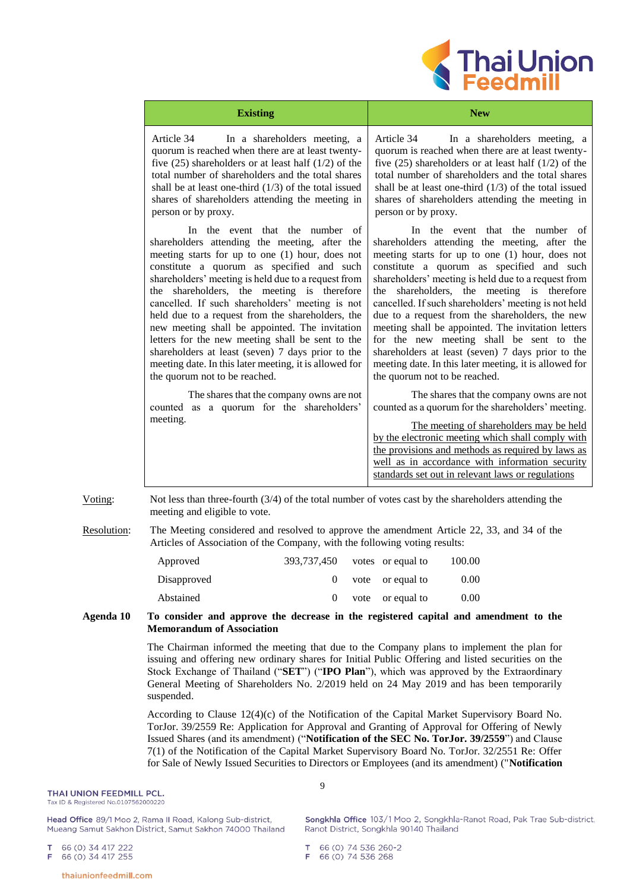| Existing | New |
|---|---|
| Article 34 In a shareholders meeting, a quorum is reached when there are at least twenty-five (25) shareholders or at least half (1/2) of the total number of shareholders and the total shares shall be at least one-third (1/3) of the total issued shares of shareholders attending the meeting in person or by proxy.<br><br>In the event that the number of shareholders attending the meeting, after the meeting starts for up to one (1) hour, does not constitute a quorum as specified and such shareholders' meeting is held due to a request from the shareholders, the meeting is therefore cancelled. If such shareholders' meeting is not held due to a request from the shareholders, the new meeting shall be appointed. The invitation letters for the new meeting shall be sent to the shareholders at least (seven) 7 days prior to the meeting date. In this later meeting, it is allowed for the quorum not to be reached.<br><br>The shares that the company owns are not counted as a quorum for the shareholders' meeting. | Article 34 In a shareholders meeting, a quorum is reached when there are at least twenty-five (25) shareholders or at least half (1/2) of the total number of shareholders and the total shares shall be at least one-third (1/3) of the total issued shares of shareholders attending the meeting in person or by proxy.<br><br>In the event that the number of shareholders attending the meeting, after the meeting starts for up to one (1) hour, does not constitute a quorum as specified and such shareholders' meeting is held due to a request from the shareholders, the meeting is therefore cancelled. If such shareholders' meeting is not held due to a request from the shareholders, the new meeting shall be appointed. The invitation letters for the new meeting shall be sent to the shareholders at least (seven) 7 days prior to the meeting date. In this later meeting, it is allowed for the quorum not to be reached.<br><br>The shares that the company owns are not counted as a quorum for the shareholders' meeting.<br><br><u>The meeting of shareholders may be held by the electronic meeting which shall comply with the provisions and methods as required by laws as well as in accordance with information security standards set out in relevant laws or regulations</u> |

<u>Voting</u>: Not less than three-fourth (3/4) of the total number of votes cast by the shareholders attending the meeting and eligible to vote.

<u>Resolution</u>: The Meeting considered and resolved to approve the amendment Article 22, 33, and 34 of the Articles of Association of the Company, with the following voting results:

| | | | | |
|---|---|---|---|---|
| Approved | 393,737,450 | votes | or equal to | 100.00 |
| Disapproved | 0 | vote | or equal to | 0.00 |
| Abstained | 0 | vote | or equal to | 0.00 |

**Agenda 10 To consider and approve the decrease in the registered capital and amendment to the Memorandum of Association**

The Chairman informed the meeting that due to the Company plans to implement the plan for issuing and offering new ordinary shares for Initial Public Offering and listed securities on the Stock Exchange of Thailand ("**SET**") ("**IPO Plan**"), which was approved by the Extraordinary General Meeting of Shareholders No. 2/2019 held on 24 May 2019 and has been temporarily suspended.

According to Clause 12(4)(c) of the Notification of the Capital Market Supervisory Board No. TorJor. 39/2559 Re: Application for Approval and Granting of Approval for Offering of Newly Issued Shares (and its amendment) ("**Notification of the SEC No. TorJor. 39/2559**") and Clause 7(1) of the Notification of the Capital Market Supervisory Board No. TorJor. 32/2551 Re: Offer for Sale of Newly Issued Securities to Directors or Employees (and its amendment) ("**Notification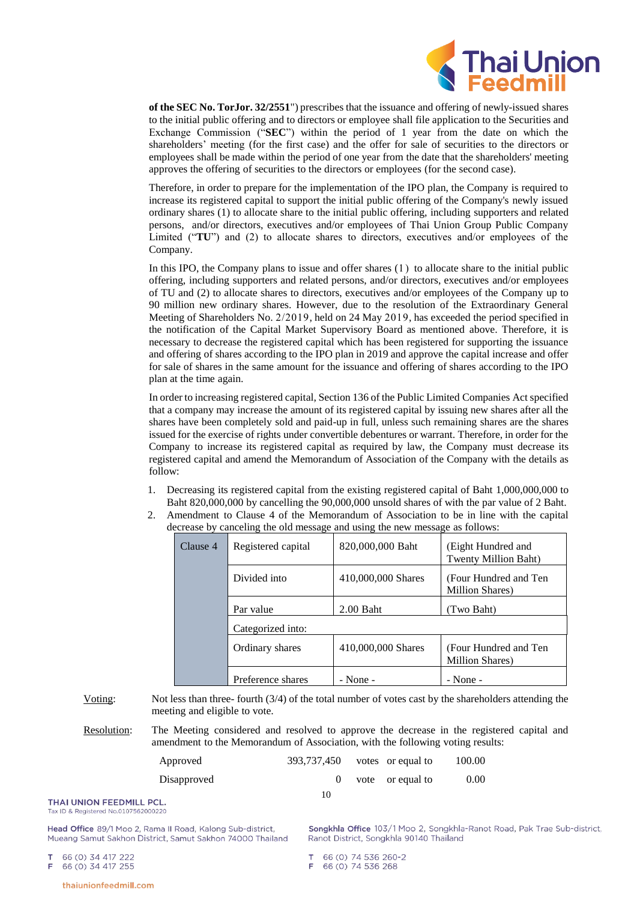**of the SEC No. TorJor. 32/2551**") prescribes that the issuance and offering of newly-issued shares to the initial public offering and to directors or employee shall file application to the Securities and Exchange Commission ("**SEC**") within the period of 1 year from the date on which the shareholders' meeting (for the first case) and the offer for sale of securities to the directors or employees shall be made within the period of one year from the date that the shareholders' meeting approves the offering of securities to the directors or employees (for the second case).

Therefore, in order to prepare for the implementation of the IPO plan, the Company is required to increase its registered capital to support the initial public offering of the Company's newly issued ordinary shares (1) to allocate share to the initial public offering, including supporters and related persons, and/or directors, executives and/or employees of Thai Union Group Public Company Limited ("**TU**") and (2) to allocate shares to directors, executives and/or employees of the Company.

In this IPO, the Company plans to issue and offer shares (1) to allocate share to the initial public offering, including supporters and related persons, and/or directors, executives and/or employees of TU and (2) to allocate shares to directors, executives and/or employees of the Company up to 90 million new ordinary shares. However, due to the resolution of the Extraordinary General Meeting of Shareholders No. 2/2019, held on 24 May 2019, has exceeded the period specified in the notification of the Capital Market Supervisory Board as mentioned above. Therefore, it is necessary to decrease the registered capital which has been registered for supporting the issuance and offering of shares according to the IPO plan in 2019 and approve the capital increase and offer for sale of shares in the same amount for the issuance and offering of shares according to the IPO plan at the time again.

In order to increasing registered capital, Section 136 of the Public Limited Companies Act specified that a company may increase the amount of its registered capital by issuing new shares after all the shares have been completely sold and paid-up in full, unless such remaining shares are the shares issued for the exercise of rights under convertible debentures or warrant. Therefore, in order for the Company to increase its registered capital as required by law, the Company must decrease its registered capital and amend the Memorandum of Association of the Company with the details as follow:

1. Decreasing its registered capital from the existing registered capital of Baht 1,000,000,000 to Baht 820,000,000 by cancelling the 90,000,000 unsold shares of with the par value of 2 Baht.
2. Amendment to Clause 4 of the Memorandum of Association to be in line with the capital decrease by canceling the old message and using the new message as follows:

| Clause 4 | Registered capital | 820,000,000 Baht | (Eight Hundred and Twenty Million Baht) |
|---|---|---|---|
| | Divided into | 410,000,000 Shares | (Four Hundred and Ten Million Shares) |
| | Par value | 2.00 Baht | (Two Baht) |
| | Categorized into: | | |
| | Ordinary shares | 410,000,000 Shares | (Four Hundred and Ten Million Shares) |
| | Preference shares | - None - | - None - |

Voting: Not less than three- fourth (3/4) of the total number of votes cast by the shareholders attending the meeting and eligible to vote.

Resolution: The Meeting considered and resolved to approve the decrease in the registered capital and amendment to the Memorandum of Association, with the following voting results:

| | | | | |
|---|---|---|---|---|
| Approved | 393,737,450 | votes | or equal to | 100.00 |
| Disapproved | 0 | vote | or equal to | 0.00 |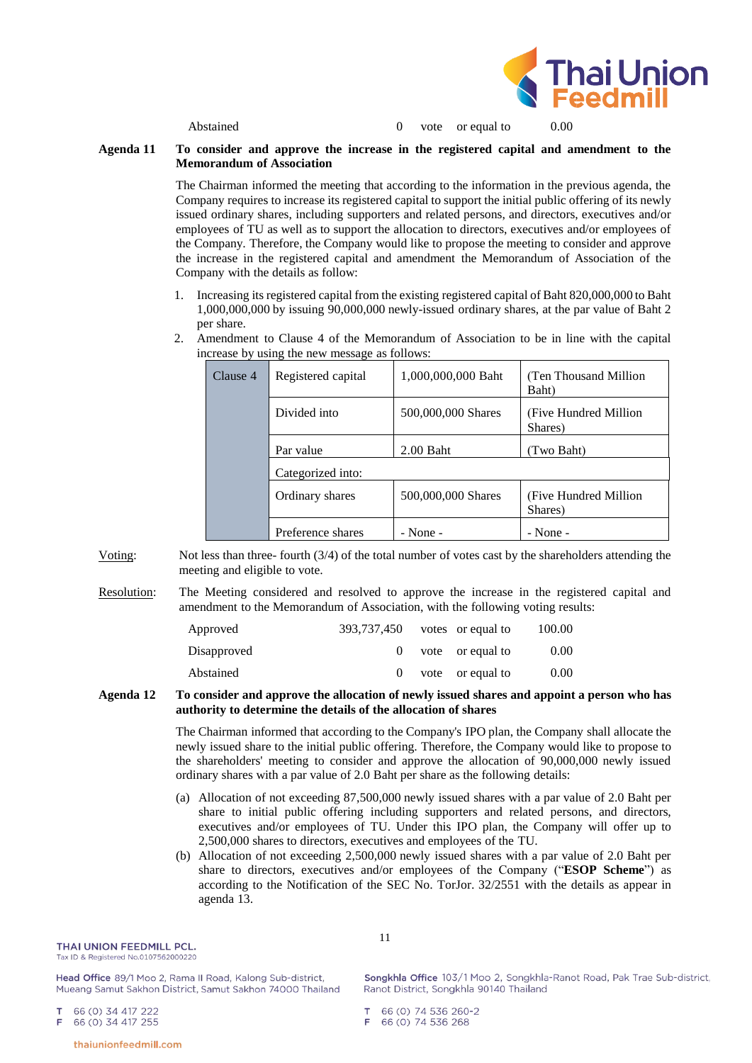| | | | |
|---|---|---|---|
| Abstained | 0 | vote or equal to | 0.00 |

**Agenda 11 To consider and approve the increase in the registered capital and amendment to the Memorandum of Association**

The Chairman informed the meeting that according to the information in the previous agenda, the Company requires to increase its registered capital to support the initial public offering of its newly issued ordinary shares, including supporters and related persons, and directors, executives and/or employees of TU as well as to support the allocation to directors, executives and/or employees of the Company. Therefore, the Company would like to propose the meeting to consider and approve the increase in the registered capital and amendment the Memorandum of Association of the Company with the details as follow:

1. Increasing its registered capital from the existing registered capital of Baht 820,000,000 to Baht 1,000,000,000 by issuing 90,000,000 newly-issued ordinary shares, at the par value of Baht 2 per share.
2. Amendment to Clause 4 of the Memorandum of Association to be in line with the capital increase by using the new message as follows:

| Clause 4 | Registered capital | 1,000,000,000 Baht | (Ten Thousand Million Baht) |
|---|---|---|---|
| | Divided into | 500,000,000 Shares | (Five Hundred Million Shares) |
| | Par value | 2.00 Baht | (Two Baht) |
| | Categorized into: | | |
| | Ordinary shares | 500,000,000 Shares | (Five Hundred Million Shares) |
| | Preference shares | - None - | - None - |

Voting: Not less than three- fourth (3/4) of the total number of votes cast by the shareholders attending the meeting and eligible to vote.

Resolution: The Meeting considered and resolved to approve the increase in the registered capital and amendment to the Memorandum of Association, with the following voting results:

| | | | |
|---|---|---|---|
| Approved | 393,737,450 | votes or equal to | 100.00 |
| Disapproved | 0 | vote or equal to | 0.00 |
| Abstained | 0 | vote or equal to | 0.00 |

**Agenda 12 To consider and approve the allocation of newly issued shares and appoint a person who has authority to determine the details of the allocation of shares**

The Chairman informed that according to the Company's IPO plan, the Company shall allocate the newly issued share to the initial public offering. Therefore, the Company would like to propose to the shareholders' meeting to consider and approve the allocation of 90,000,000 newly issued ordinary shares with a par value of 2.0 Baht per share as the following details:

(a) Allocation of not exceeding 87,500,000 newly issued shares with a par value of 2.0 Baht per share to initial public offering including supporters and related persons, and directors, executives and/or employees of TU. Under this IPO plan, the Company will offer up to 2,500,000 shares to directors, executives and employees of the TU.

(b) Allocation of not exceeding 2,500,000 newly issued shares with a par value of 2.0 Baht per share to directors, executives and/or employees of the Company ("**ESOP Scheme**") as according to the Notification of the SEC No. TorJor. 32/2551 with the details as appear in agenda 13.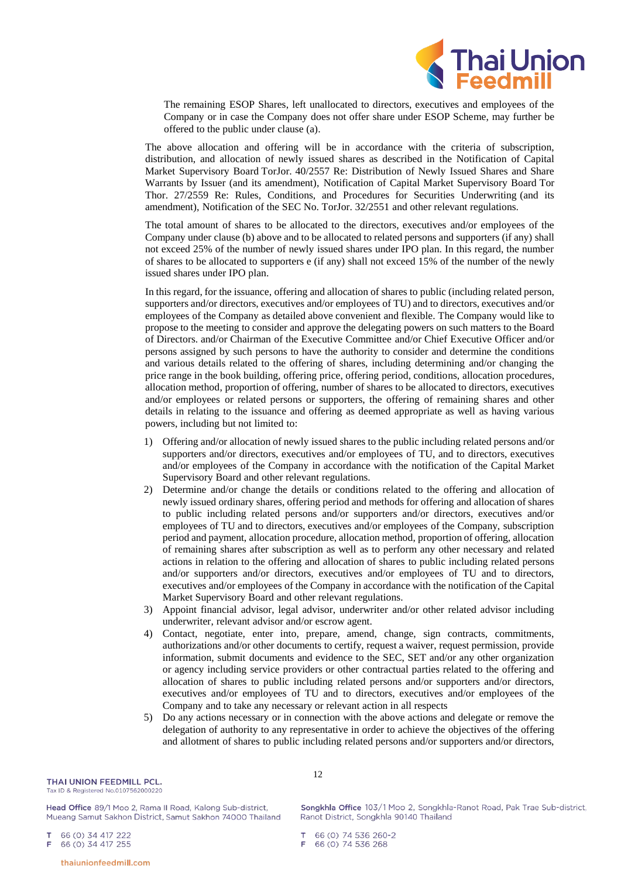The remaining ESOP Shares, left unallocated to directors, executives and employees of the Company or in case the Company does not offer share under ESOP Scheme, may further be offered to the public under clause (a).

The above allocation and offering will be in accordance with the criteria of subscription, distribution, and allocation of newly issued shares as described in the Notification of Capital Market Supervisory Board TorJor. 40/2557 Re: Distribution of Newly Issued Shares and Share Warrants by Issuer (and its amendment), Notification of Capital Market Supervisory Board Tor Thor. 27/2559 Re: Rules, Conditions, and Procedures for Securities Underwriting (and its amendment), Notification of the SEC No. TorJor. 32/2551 and other relevant regulations.

The total amount of shares to be allocated to the directors, executives and/or employees of the Company under clause (b) above and to be allocated to related persons and supporters (if any) shall not exceed 25% of the number of newly issued shares under IPO plan. In this regard, the number of shares to be allocated to supporters e (if any) shall not exceed 15% of the number of the newly issued shares under IPO plan.

In this regard, for the issuance, offering and allocation of shares to public (including related person, supporters and/or directors, executives and/or employees of TU) and to directors, executives and/or employees of the Company as detailed above convenient and flexible. The Company would like to propose to the meeting to consider and approve the delegating powers on such matters to the Board of Directors. and/or Chairman of the Executive Committee and/or Chief Executive Officer and/or persons assigned by such persons to have the authority to consider and determine the conditions and various details related to the offering of shares, including determining and/or changing the price range in the book building, offering price, offering period, conditions, allocation procedures, allocation method, proportion of offering, number of shares to be allocated to directors, executives and/or employees or related persons or supporters, the offering of remaining shares and other details in relating to the issuance and offering as deemed appropriate as well as having various powers, including but not limited to:

1) Offering and/or allocation of newly issued shares to the public including related persons and/or supporters and/or directors, executives and/or employees of TU, and to directors, executives and/or employees of the Company in accordance with the notification of the Capital Market Supervisory Board and other relevant regulations.
2) Determine and/or change the details or conditions related to the offering and allocation of newly issued ordinary shares, offering period and methods for offering and allocation of shares to public including related persons and/or supporters and/or directors, executives and/or employees of TU and to directors, executives and/or employees of the Company, subscription period and payment, allocation procedure, allocation method, proportion of offering, allocation of remaining shares after subscription as well as to perform any other necessary and related actions in relation to the offering and allocation of shares to public including related persons and/or supporters and/or directors, executives and/or employees of TU and to directors, executives and/or employees of the Company in accordance with the notification of the Capital Market Supervisory Board and other relevant regulations.
3) Appoint financial advisor, legal advisor, underwriter and/or other related advisor including underwriter, relevant advisor and/or escrow agent.
4) Contact, negotiate, enter into, prepare, amend, change, sign contracts, commitments, authorizations and/or other documents to certify, request a waiver, request permission, provide information, submit documents and evidence to the SEC, SET and/or any other organization or agency including service providers or other contractual parties related to the offering and allocation of shares to public including related persons and/or supporters and/or directors, executives and/or employees of TU and to directors, executives and/or employees of the Company and to take any necessary or relevant action in all respects
5) Do any actions necessary or in connection with the above actions and delegate or remove the delegation of authority to any representative in order to achieve the objectives of the offering and allotment of shares to public including related persons and/or supporters and/or directors,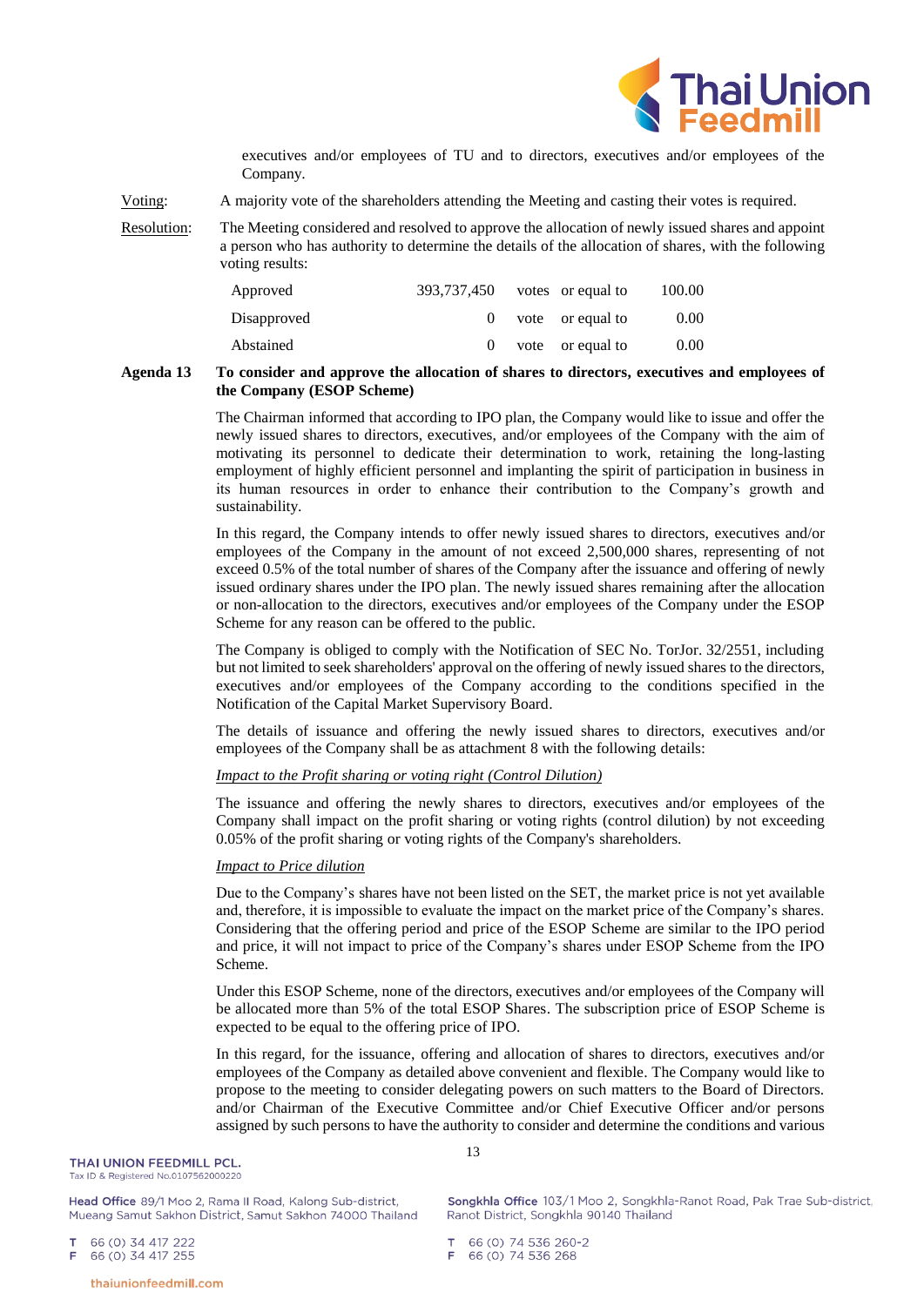executives and/or employees of TU and to directors, executives and/or employees of the Company.

Voting: A majority vote of the shareholders attending the Meeting and casting their votes is required.

Resolution: The Meeting considered and resolved to approve the allocation of newly issued shares and appoint a person who has authority to determine the details of the allocation of shares, with the following voting results:

| | | | | |
|---|---|---|---|---|
| Approved | 393,737,450 | votes | or equal to | 100.00 |
| Disapproved | 0 | vote | or equal to | 0.00 |
| Abstained | 0 | vote | or equal to | 0.00 |

**Agenda 13 To consider and approve the allocation of shares to directors, executives and employees of the Company (ESOP Scheme)**

The Chairman informed that according to IPO plan, the Company would like to issue and offer the newly issued shares to directors, executives, and/or employees of the Company with the aim of motivating its personnel to dedicate their determination to work, retaining the long-lasting employment of highly efficient personnel and implanting the spirit of participation in business in its human resources in order to enhance their contribution to the Company's growth and sustainability.

In this regard, the Company intends to offer newly issued shares to directors, executives and/or employees of the Company in the amount of not exceed 2,500,000 shares, representing of not exceed 0.5% of the total number of shares of the Company after the issuance and offering of newly issued ordinary shares under the IPO plan. The newly issued shares remaining after the allocation or non-allocation to the directors, executives and/or employees of the Company under the ESOP Scheme for any reason can be offered to the public.

The Company is obliged to comply with the Notification of SEC No. TorJor. 32/2551, including but not limited to seek shareholders' approval on the offering of newly issued shares to the directors, executives and/or employees of the Company according to the conditions specified in the Notification of the Capital Market Supervisory Board.

The details of issuance and offering the newly issued shares to directors, executives and/or employees of the Company shall be as attachment 8 with the following details:

*Impact to the Profit sharing or voting right (Control Dilution)*

The issuance and offering the newly shares to directors, executives and/or employees of the Company shall impact on the profit sharing or voting rights (control dilution) by not exceeding 0.05% of the profit sharing or voting rights of the Company's shareholders.

*Impact to Price dilution*

Due to the Company's shares have not been listed on the SET, the market price is not yet available and, therefore, it is impossible to evaluate the impact on the market price of the Company's shares. Considering that the offering period and price of the ESOP Scheme are similar to the IPO period and price, it will not impact to price of the Company's shares under ESOP Scheme from the IPO Scheme.

Under this ESOP Scheme, none of the directors, executives and/or employees of the Company will be allocated more than 5% of the total ESOP Shares. The subscription price of ESOP Scheme is expected to be equal to the offering price of IPO.

In this regard, for the issuance, offering and allocation of shares to directors, executives and/or employees of the Company as detailed above convenient and flexible. The Company would like to propose to the meeting to consider delegating powers on such matters to the Board of Directors. and/or Chairman of the Executive Committee and/or Chief Executive Officer and/or persons assigned by such persons to have the authority to consider and determine the conditions and various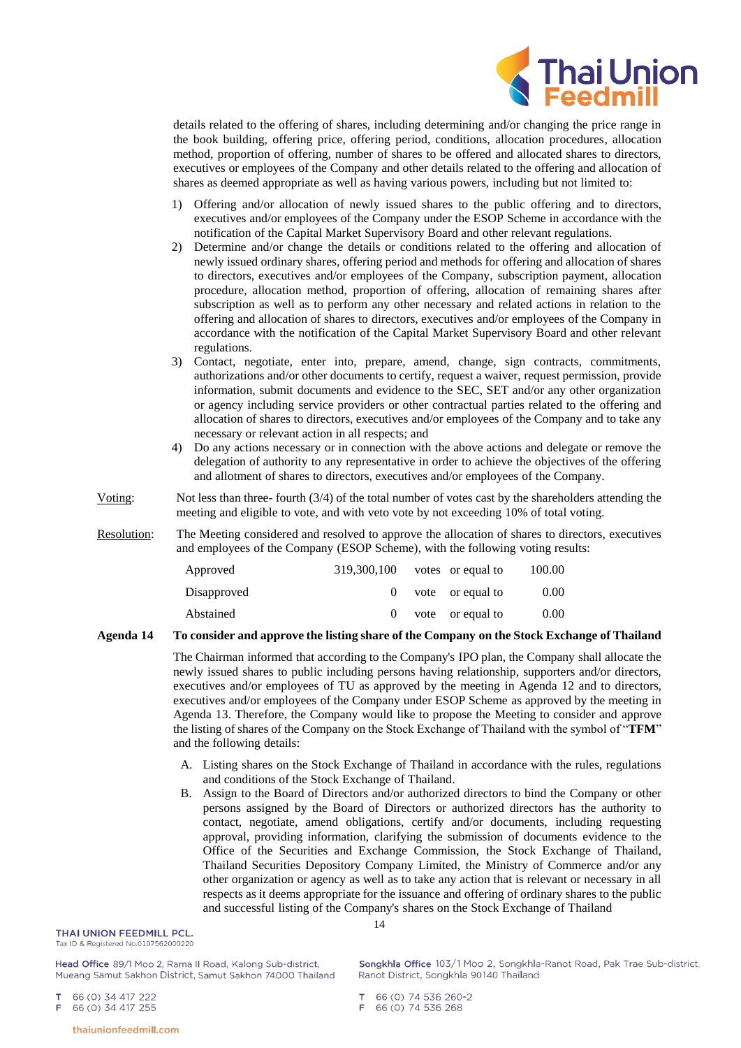details related to the offering of shares, including determining and/or changing the price range in the book building, offering price, offering period, conditions, allocation procedures, allocation method, proportion of offering, number of shares to be offered and allocated shares to directors, executives or employees of the Company and other details related to the offering and allocation of shares as deemed appropriate as well as having various powers, including but not limited to:

1) Offering and/or allocation of newly issued shares to the public offering and to directors, executives and/or employees of the Company under the ESOP Scheme in accordance with the notification of the Capital Market Supervisory Board and other relevant regulations.
2) Determine and/or change the details or conditions related to the offering and allocation of newly issued ordinary shares, offering period and methods for offering and allocation of shares to directors, executives and/or employees of the Company, subscription payment, allocation procedure, allocation method, proportion of offering, allocation of remaining shares after subscription as well as to perform any other necessary and related actions in relation to the offering and allocation of shares to directors, executives and/or employees of the Company in accordance with the notification of the Capital Market Supervisory Board and other relevant regulations.
3) Contact, negotiate, enter into, prepare, amend, change, sign contracts, commitments, authorizations and/or other documents to certify, request a waiver, request permission, provide information, submit documents and evidence to the SEC, SET and/or any other organization or agency including service providers or other contractual parties related to the offering and allocation of shares to directors, executives and/or employees of the Company and to take any necessary or relevant action in all respects; and
4) Do any actions necessary or in connection with the above actions and delegate or remove the delegation of authority to any representative in order to achieve the objectives of the offering and allotment of shares to directors, executives and/or employees of the Company.

Voting: Not less than three- fourth (3/4) of the total number of votes cast by the shareholders attending the meeting and eligible to vote, and with veto vote by not exceeding 10% of total voting.

Resolution: The Meeting considered and resolved to approve the allocation of shares to directors, executives and employees of the Company (ESOP Scheme), with the following voting results:

| | | | | |
|---|---|---|---|---|
| Approved | 319,300,100 | votes | or equal to | 100.00 |
| Disapproved | 0 | vote | or equal to | 0.00 |
| Abstained | 0 | vote | or equal to | 0.00 |

**Agenda 14 To consider and approve the listing share of the Company on the Stock Exchange of Thailand**

The Chairman informed that according to the Company's IPO plan, the Company shall allocate the newly issued shares to public including persons having relationship, supporters and/or directors, executives and/or employees of TU as approved by the meeting in Agenda 12 and to directors, executives and/or employees of the Company under ESOP Scheme as approved by the meeting in Agenda 13. Therefore, the Company would like to propose the Meeting to consider and approve the listing of shares of the Company on the Stock Exchange of Thailand with the symbol of "**TFM**" and the following details:

A. Listing shares on the Stock Exchange of Thailand in accordance with the rules, regulations and conditions of the Stock Exchange of Thailand.
B. Assign to the Board of Directors and/or authorized directors to bind the Company or other persons assigned by the Board of Directors or authorized directors has the authority to contact, negotiate, amend obligations, certify and/or documents, including requesting approval, providing information, clarifying the submission of documents evidence to the Office of the Securities and Exchange Commission, the Stock Exchange of Thailand, Thailand Securities Depository Company Limited, the Ministry of Commerce and/or any other organization or agency as well as to take any action that is relevant or necessary in all respects as it deems appropriate for the issuance and offering of ordinary shares to the public and successful listing of the Company's shares on the Stock Exchange of Thailand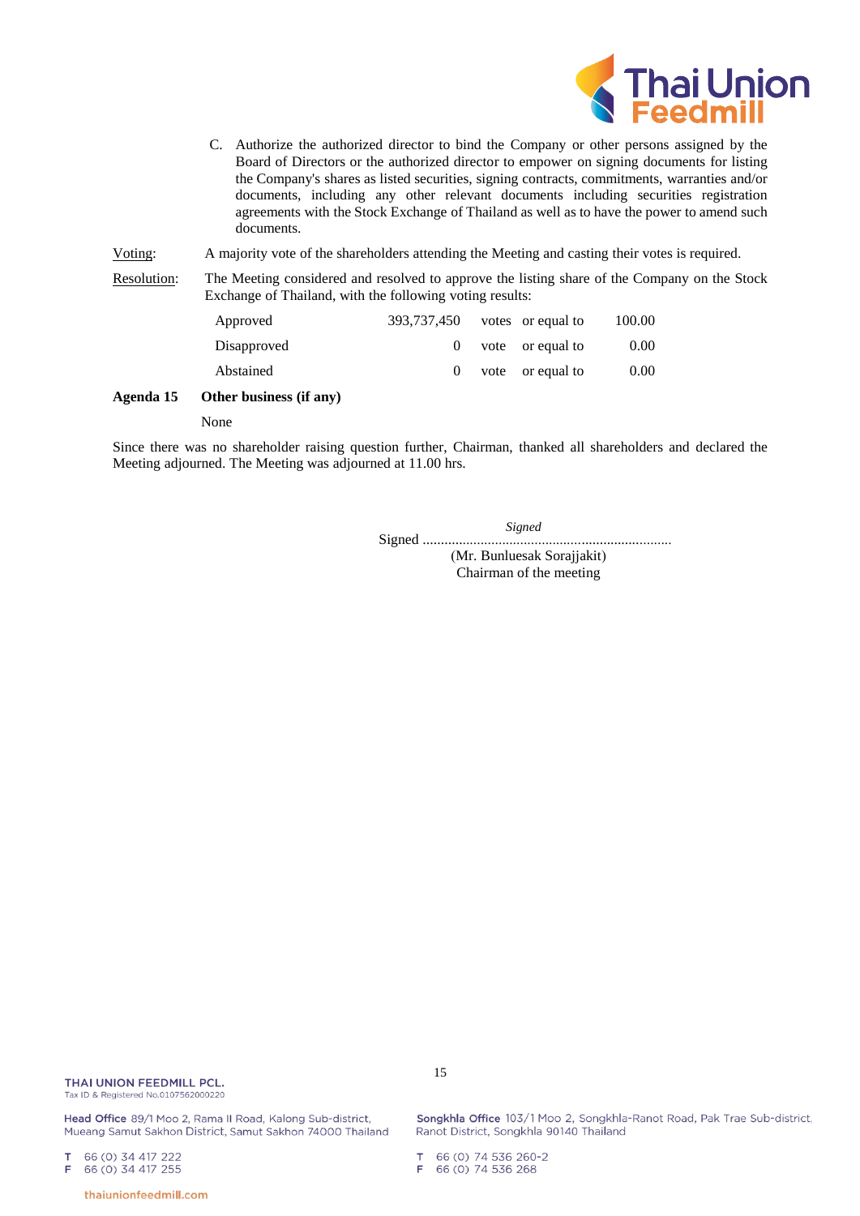C. Authorize the authorized director to bind the Company or other persons assigned by the Board of Directors or the authorized director to empower on signing documents for listing the Company's shares as listed securities, signing contracts, commitments, warranties and/or documents, including any other relevant documents including securities registration agreements with the Stock Exchange of Thailand as well as to have the power to amend such documents.

Voting: A majority vote of the shareholders attending the Meeting and casting their votes is required.

Resolution: The Meeting considered and resolved to approve the listing share of the Company on the Stock Exchange of Thailand, with the following voting results:

| | | | | |
|---|---|---|---|---|
| Approved | 393,737,450 | votes | or equal to | 100.00 |
| Disapproved | 0 | vote | or equal to | 0.00 |
| Abstained | 0 | vote | or equal to | 0.00 |

**Agenda 15 Other business (if any)**

None

Since there was no shareholder raising question further, Chairman, thanked all shareholders and declared the Meeting adjourned. The Meeting was adjourned at 11.00 hrs.

*Signed*

Signed .....................................................................

(Mr. Bunluesak Sorajjakit)

Chairman of the meeting